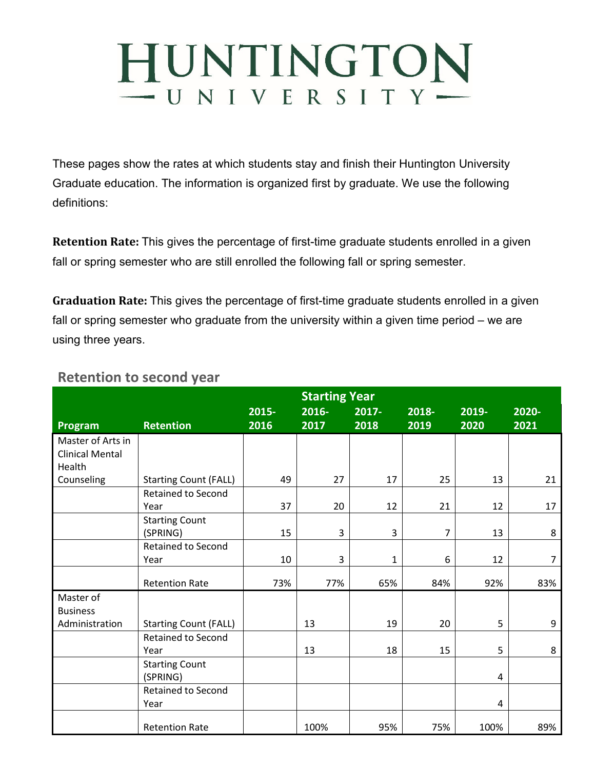# HUNTINGTON UNIVERSITY

These pages show the rates at which students stay and finish their Huntington University Graduate education. The information is organized first by graduate. We use the following definitions:

**Retention Rate:** This gives the percentage of first-time graduate students enrolled in a given fall or spring semester who are still enrolled the following fall or spring semester.

**Graduation Rate:** This gives the percentage of first-time graduate students enrolled in a given fall or spring semester who graduate from the university within a given time period – we are using three years.

## Retention to second year

| | | Starting Year | | | | | |
|---|---|---|---|---|---|---|---|
| **Program** | **Retention** | **2015-2016** | **2016-2017** | **2017-2018** | **2018-2019** | **2019-2020** | **2020-2021** |
| Master of Arts in Clinical Mental Health Counseling | Starting Count (FALL) | 49 | 27 | 17 | 25 | 13 | 21 |
| | Retained to Second Year | 37 | 20 | 12 | 21 | 12 | 17 |
| | Starting Count (SPRING) | 15 | 3 | 3 | 7 | 13 | 8 |
| | Retained to Second Year | 10 | 3 | 1 | 6 | 12 | 7 |
| | Retention Rate | 73% | 77% | 65% | 84% | 92% | 83% |
| Master of Business Administration | Starting Count (FALL) | | 13 | 19 | 20 | 5 | 9 |
| | Retained to Second Year | | 13 | 18 | 15 | 5 | 8 |
| | Starting Count (SPRING) | | | | | 4 | |
| | Retained to Second Year | | | | | 4 | |
| | Retention Rate | | 100% | 95% | 75% | 100% | 89% |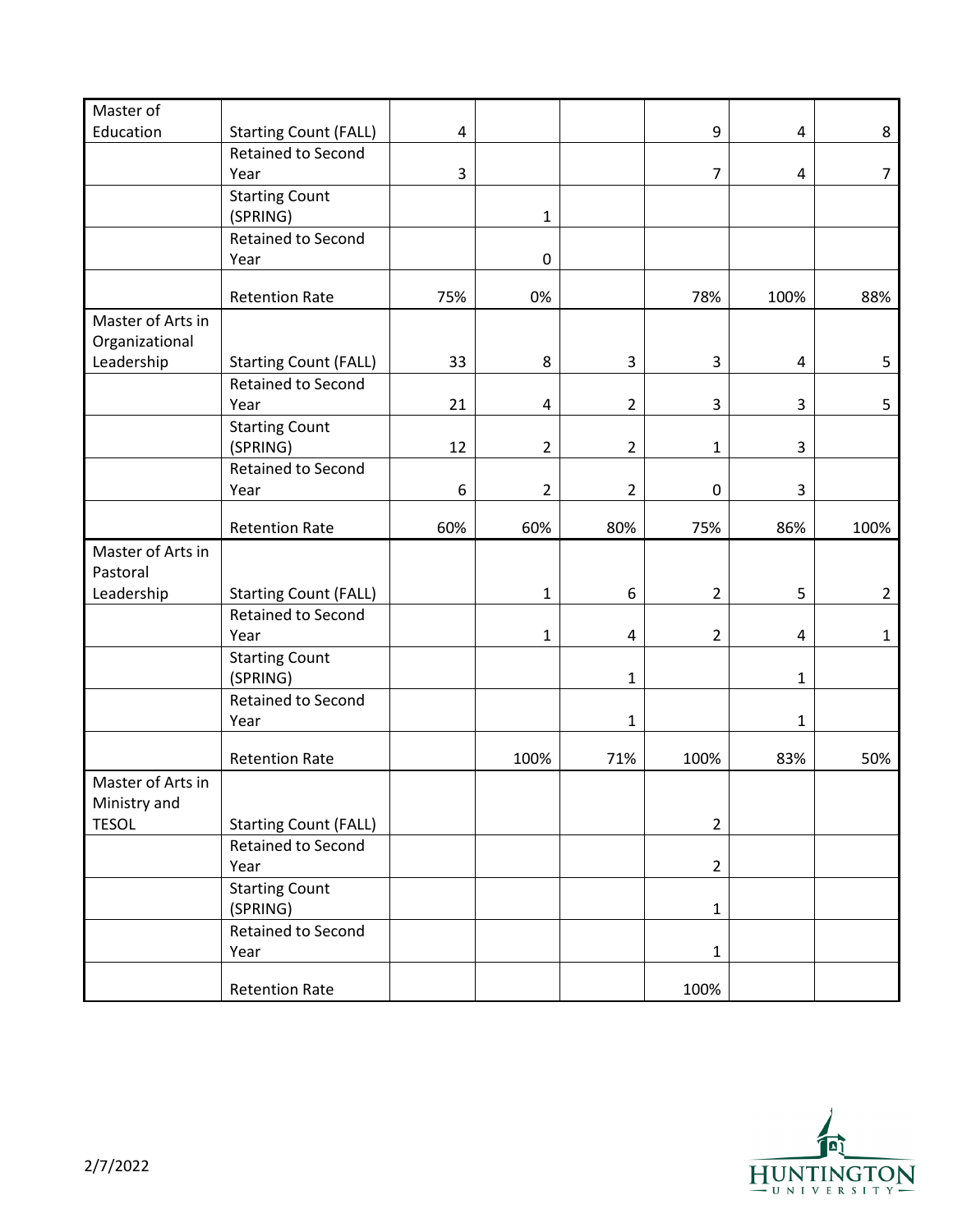| | | | | | | | |
|---|---|---|---|---|---|---|---|
| Master of Education | Starting Count (FALL) | 4 | | | 9 | 4 | 8 |
| | Retained to Second Year | 3 | | | 7 | 4 | 7 |
| | Starting Count (SPRING) | | 1 | | | | |
| | Retained to Second Year | | 0 | | | | |
| | Retention Rate | 75% | 0% | | 78% | 100% | 88% |
| Master of Arts in Organizational Leadership | Starting Count (FALL) | 33 | 8 | 3 | 3 | 4 | 5 |
| | Retained to Second Year | 21 | 4 | 2 | 3 | 3 | 5 |
| | Starting Count (SPRING) | 12 | 2 | 2 | 1 | 3 | |
| | Retained to Second Year | 6 | 2 | 2 | 0 | 3 | |
| | Retention Rate | 60% | 60% | 80% | 75% | 86% | 100% |
| Master of Arts in Pastoral Leadership | Starting Count (FALL) | | 1 | 6 | 2 | 5 | 2 |
| | Retained to Second Year | | 1 | 4 | 2 | 4 | 1 |
| | Starting Count (SPRING) | | | 1 | | 1 | |
| | Retained to Second Year | | | 1 | | 1 | |
| | Retention Rate | | 100% | 71% | 100% | 83% | 50% |
| Master of Arts in Ministry and TESOL | Starting Count (FALL) | | | | 2 | | |
| | Retained to Second Year | | | | 2 | | |
| | Starting Count (SPRING) | | | | 1 | | |
| | Retained to Second Year | | | | 1 | | |
| | Retention Rate | | | | 100% | | |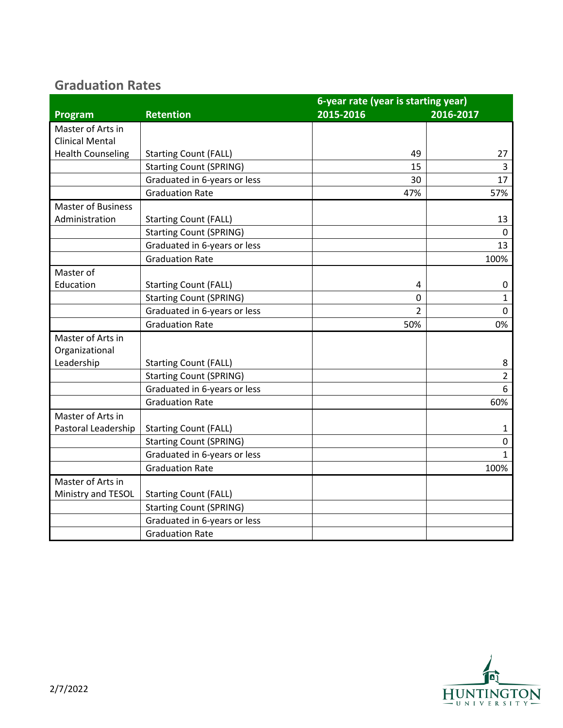## Graduation Rates

| Program | Retention | 6-year rate (year is starting year) 2015-2016 | 2016-2017 |
|---|---|---|---|
| Master of Arts in Clinical Mental Health Counseling | Starting Count (FALL) | 49 | 27 |
| | Starting Count (SPRING) | 15 | 3 |
| | Graduated in 6-years or less | 30 | 17 |
| | Graduation Rate | 47% | 57% |
| Master of Business Administration | Starting Count (FALL) | | 13 |
| | Starting Count (SPRING) | | 0 |
| | Graduated in 6-years or less | | 13 |
| | Graduation Rate | | 100% |
| Master of Education | Starting Count (FALL) | 4 | 0 |
| | Starting Count (SPRING) | 0 | 1 |
| | Graduated in 6-years or less | 2 | 0 |
| | Graduation Rate | 50% | 0% |
| Master of Arts in Organizational Leadership | Starting Count (FALL) | | 8 |
| | Starting Count (SPRING) | | 2 |
| | Graduated in 6-years or less | | 6 |
| | Graduation Rate | | 60% |
| Master of Arts in Pastoral Leadership | Starting Count (FALL) | | 1 |
| | Starting Count (SPRING) | | 0 |
| | Graduated in 6-years or less | | 1 |
| | Graduation Rate | | 100% |
| Master of Arts in Ministry and TESOL | Starting Count (FALL) | | |
| | Starting Count (SPRING) | | |
| | Graduated in 6-years or less | | |
| | Graduation Rate | | |

2/7/2022

HUNTINGTON UNIVERSITY